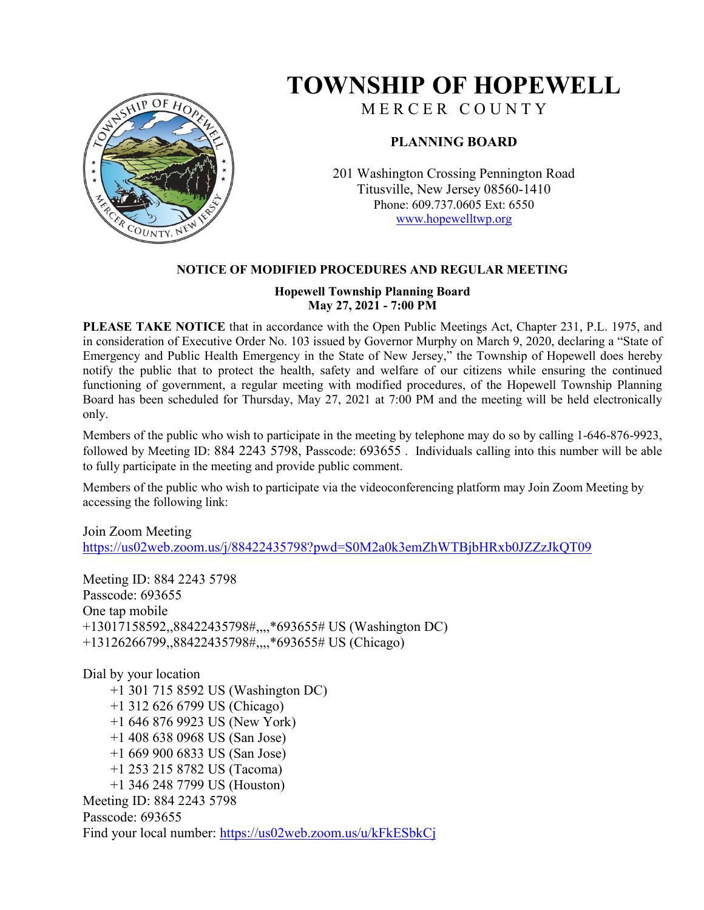# TOWNSHIP OF HOPEWELL

MERCER COUNTY

## PLANNING BOARD

201 Washington Crossing Pennington Road
Titusville, New Jersey 08560-1410
Phone: 609.737.0605 Ext: 6550
www.hopewelltwp.org

### NOTICE OF MODIFIED PROCEDURES AND REGULAR MEETING

**Hopewell Township Planning Board**
**May 27, 2021 - 7:00 PM**

**PLEASE TAKE NOTICE** that in accordance with the Open Public Meetings Act, Chapter 231, P.L. 1975, and in consideration of Executive Order No. 103 issued by Governor Murphy on March 9, 2020, declaring a "State of Emergency and Public Health Emergency in the State of New Jersey," the Township of Hopewell does hereby notify the public that to protect the health, safety and welfare of our citizens while ensuring the continued functioning of government, a regular meeting with modified procedures, of the Hopewell Township Planning Board has been scheduled for Thursday, May 27, 2021 at 7:00 PM and the meeting will be held electronically only.

Members of the public who wish to participate in the meeting by telephone may do so by calling 1-646-876-9923, followed by Meeting ID: 884 2243 5798, Passcode: 693655 . Individuals calling into this number will be able to fully participate in the meeting and provide public comment.

Members of the public who wish to participate via the videoconferencing platform may Join Zoom Meeting by accessing the following link:

Join Zoom Meeting
https://us02web.zoom.us/j/88422435798?pwd=S0M2a0k3emZhWTBjbHRxb0JZZzJkQT09

Meeting ID: 884 2243 5798
Passcode: 693655
One tap mobile
+13017158592,,88422435798#,,,,*693655# US (Washington DC)
+13126266799,,88422435798#,,,,*693655# US (Chicago)

Dial by your location
- +1 301 715 8592 US (Washington DC)
- +1 312 626 6799 US (Chicago)
- +1 646 876 9923 US (New York)
- +1 408 638 0968 US (San Jose)
- +1 669 900 6833 US (San Jose)
- +1 253 215 8782 US (Tacoma)
- +1 346 248 7799 US (Houston)

Meeting ID: 884 2243 5798
Passcode: 693655
Find your local number: https://us02web.zoom.us/u/kFkESbkCj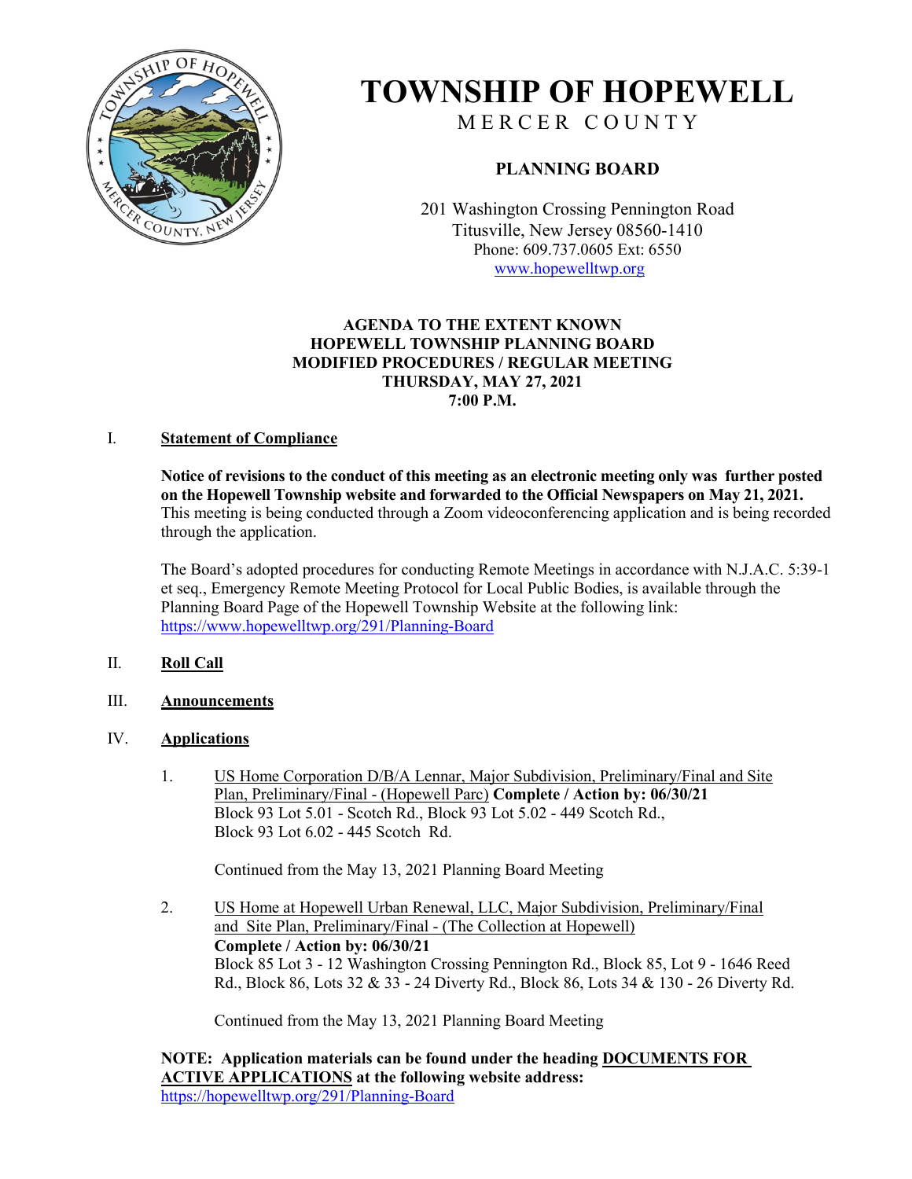# TOWNSHIP OF HOPEWELL

MERCER COUNTY

## PLANNING BOARD

201 Washington Crossing Pennington Road
Titusville, New Jersey 08560-1410
Phone: 609.737.0605 Ext: 6550
www.hopewelltwp.org

**AGENDA TO THE EXTENT KNOWN**
**HOPEWELL TOWNSHIP PLANNING BOARD**
**MODIFIED PROCEDURES / REGULAR MEETING**
**THURSDAY, MAY 27, 2021**
**7:00 P.M.**

I. **Statement of Compliance**

**Notice of revisions to the conduct of this meeting as an electronic meeting only was further posted on the Hopewell Township website and forwarded to the Official Newspapers on May 21, 2021.** This meeting is being conducted through a Zoom videoconferencing application and is being recorded through the application.

The Board's adopted procedures for conducting Remote Meetings in accordance with N.J.A.C. 5:39-1 et seq., Emergency Remote Meeting Protocol for Local Public Bodies, is available through the Planning Board Page of the Hopewell Township Website at the following link: https://www.hopewelltwp.org/291/Planning-Board

II. **Roll Call**

III. **Announcements**

IV. **Applications**

1. US Home Corporation D/B/A Lennar, Major Subdivision, Preliminary/Final and Site Plan, Preliminary/Final - (Hopewell Parc) **Complete / Action by: 06/30/21**
   Block 93 Lot 5.01 - Scotch Rd., Block 93 Lot 5.02 - 449 Scotch Rd.,
   Block 93 Lot 6.02 - 445 Scotch Rd.

   Continued from the May 13, 2021 Planning Board Meeting

2. US Home at Hopewell Urban Renewal, LLC, Major Subdivision, Preliminary/Final and Site Plan, Preliminary/Final - (The Collection at Hopewell)
   **Complete / Action by: 06/30/21**
   Block 85 Lot 3 - 12 Washington Crossing Pennington Rd., Block 85, Lot 9 - 1646 Reed Rd., Block 86, Lots 32 & 33 - 24 Diverty Rd., Block 86, Lots 34 & 130 - 26 Diverty Rd.

   Continued from the May 13, 2021 Planning Board Meeting

**NOTE: Application materials can be found under the heading DOCUMENTS FOR ACTIVE APPLICATIONS at the following website address:**
https://hopewelltwp.org/291/Planning-Board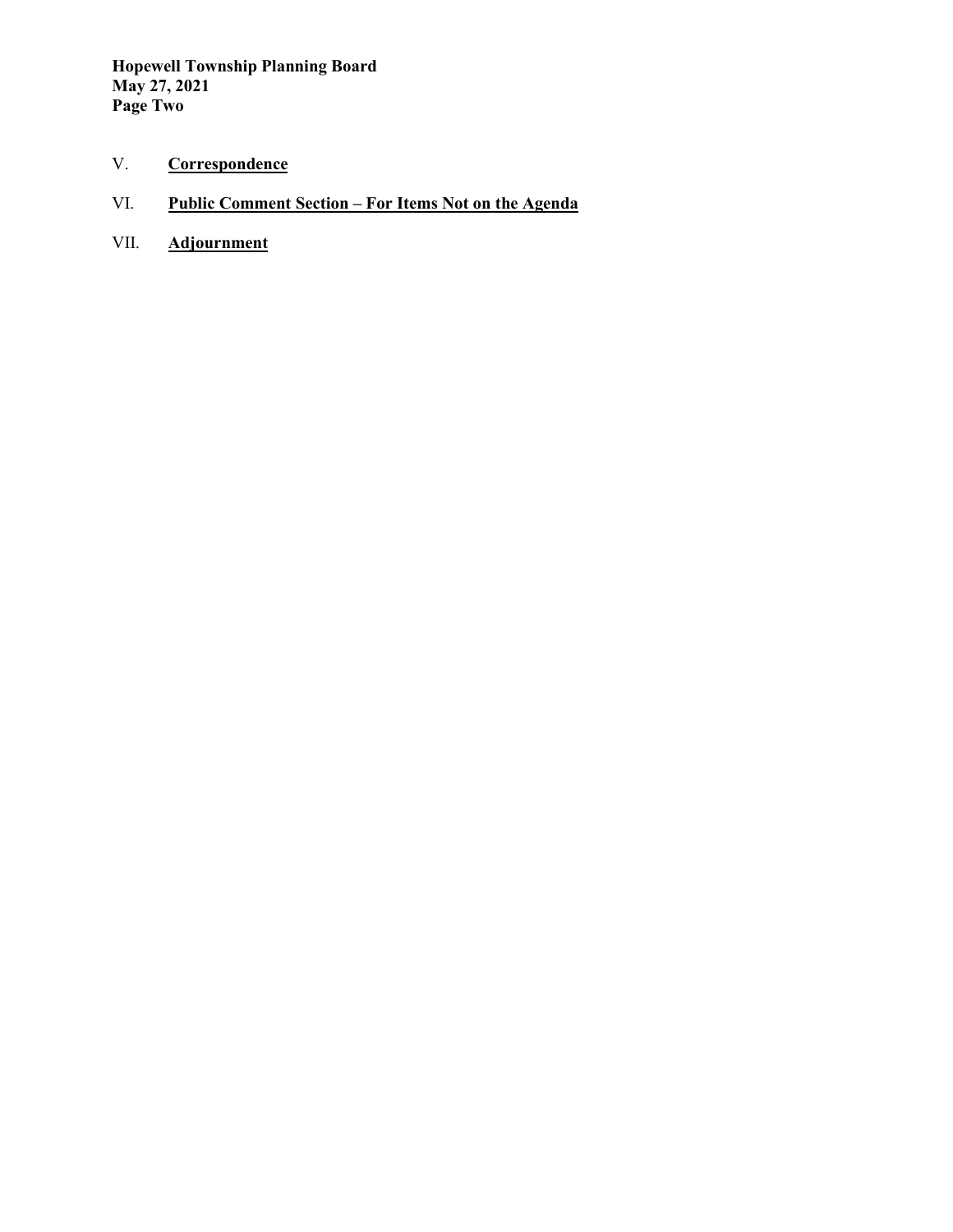V. **Correspondence**

VI. **Public Comment Section – For Items Not on the Agenda**

VII. **Adjournment**